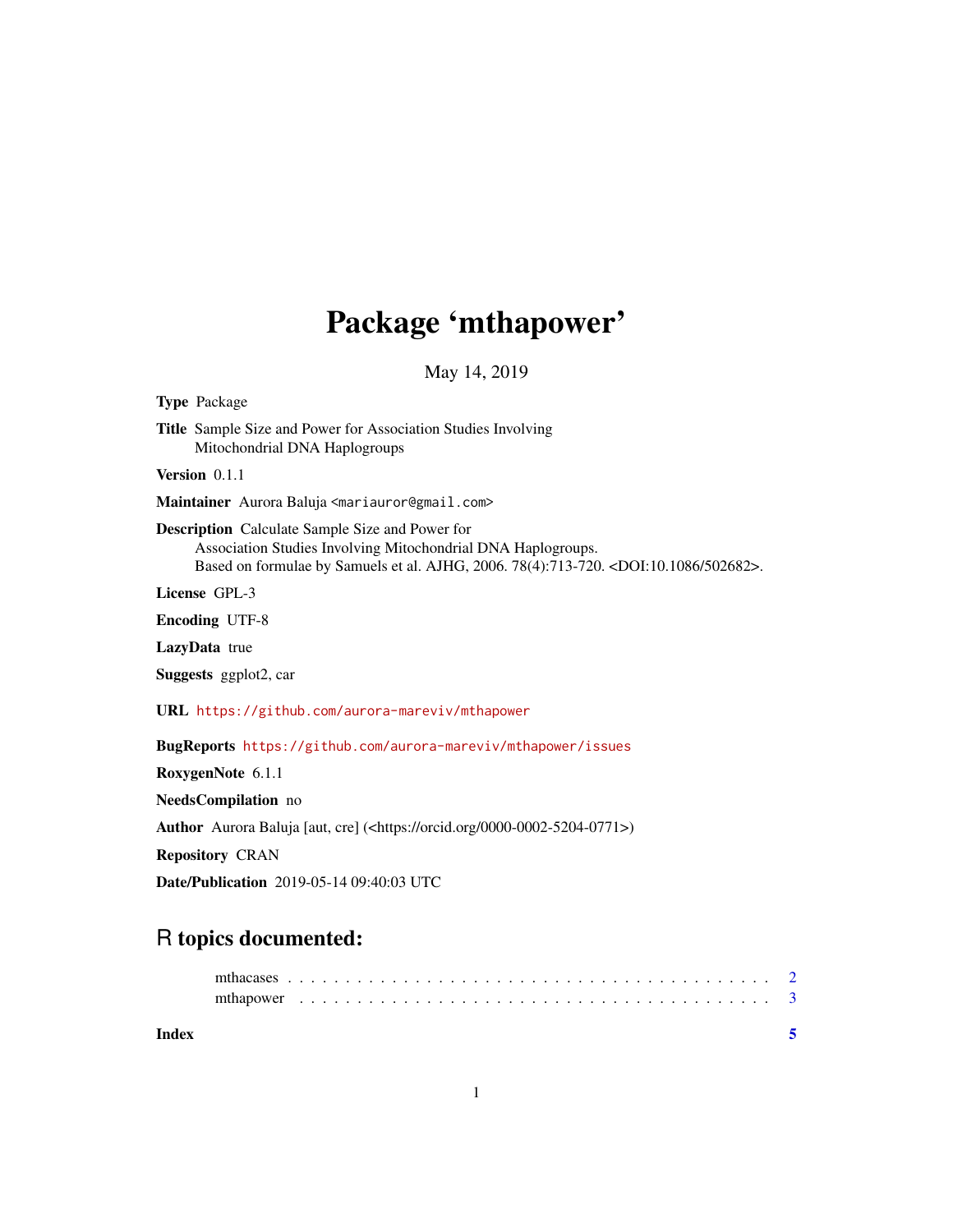# Package 'mthapower'

May 14, 2019

**Type** Package

**Title** Sample Size and Power for Association Studies Involving Mitochondrial DNA Haplogroups

**Version** 0.1.1

**Maintainer** Aurora Baluja <mariauror@gmail.com>

**Description** Calculate Sample Size and Power for Association Studies Involving Mitochondrial DNA Haplogroups. Based on formulae by Samuels et al. AJHG, 2006. 78(4):713-720. <DOI:10.1086/502682>.

**License** GPL-3

**Encoding** UTF-8

**LazyData** true

**Suggests** ggplot2, car

**URL** https://github.com/aurora-mareviv/mthapower

**BugReports** https://github.com/aurora-mareviv/mthapower/issues

**RoxygenNote** 6.1.1

**NeedsCompilation** no

**Author** Aurora Baluja [aut, cre] (<https://orcid.org/0000-0002-5204-0771>)

**Repository** CRAN

**Date/Publication** 2019-05-14 09:40:03 UTC

## R topics documented:

- mthacases . . . . . . . . . . . . . . . . . . . . . . . . . . . . . . . . . . . . . . . . 2
- mthapower . . . . . . . . . . . . . . . . . . . . . . . . . . . . . . . . . . . . . . . . 3

**Index** 5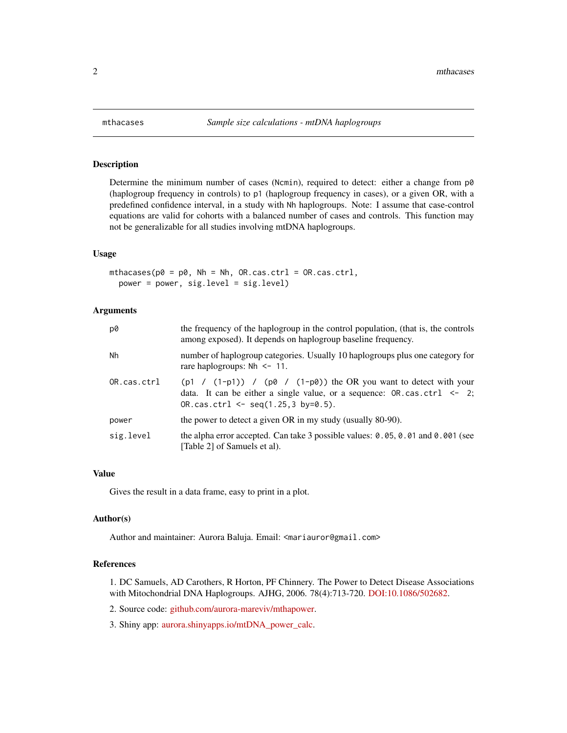## mthacases — *Sample size calculations - mtDNA haplogroups*

### Description

Determine the minimum number of cases (`Ncmin`), required to detect: either a change from `p0` (haplogroup frequency in controls) to `p1` (haplogroup frequency in cases), or a given OR, with a predefined confidence interval, in a study with `Nh` haplogroups. Note: I assume that case-control equations are valid for cohorts with a balanced number of cases and controls. This function may not be generalizable for all studies involving mtDNA haplogroups.

### Usage

```
mthacases(p0 = p0, Nh = Nh, OR.cas.ctrl = OR.cas.ctrl,
  power = power, sig.level = sig.level)
```

### Arguments

| | |
|---|---|
| `p0` | the frequency of the haplogroup in the control population, (that is, the controls among exposed). It depends on haplogroup baseline frequency. |
| `Nh` | number of haplogroup categories. Usually 10 haplogroups plus one category for rare haplogroups: `Nh <- 11`. |
| `OR.cas.ctrl` | `(p1 / (1-p1)) / (p0 / (1-p0))` the OR you want to detect with your data. It can be either a single value, or a sequence: `OR.cas.ctrl <- 2`; `OR.cas.ctrl <- seq(1.25,3 by=0.5)`. |
| `power` | the power to detect a given OR in my study (usually 80-90). |
| `sig.level` | the alpha error accepted. Can take 3 possible values: `0.05`, `0.01` and `0.001` (see [Table 2] of Samuels et al). |

### Value

Gives the result in a data frame, easy to print in a plot.

### Author(s)

Author and maintainer: Aurora Baluja. Email: <mariauror@gmail.com>

### References

1. DC Samuels, AD Carothers, R Horton, PF Chinnery. The Power to Detect Disease Associations with Mitochondrial DNA Haplogroups. AJHG, 2006. 78(4):713-720. DOI:10.1086/502682.

2. Source code: github.com/aurora-mareviv/mthapower.

3. Shiny app: aurora.shinyapps.io/mtDNA_power_calc.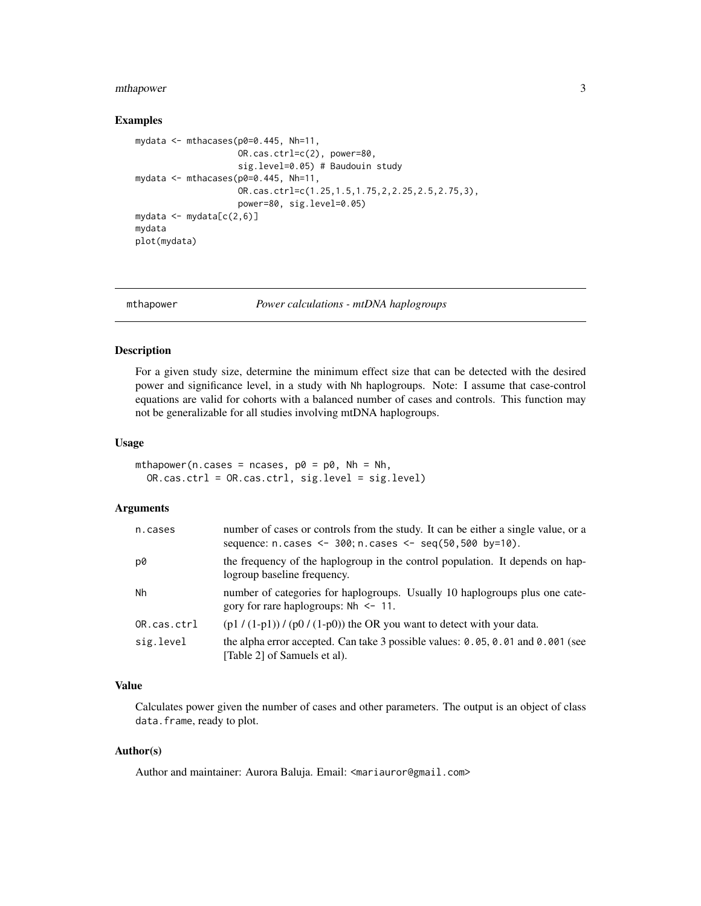### Examples

```
mydata <- mthacases(p0=0.445, Nh=11,
                    OR.cas.ctrl=c(2), power=80,
                    sig.level=0.05) # Baudouin study
mydata <- mthacases(p0=0.445, Nh=11,
                    OR.cas.ctrl=c(1.25,1.5,1.75,2,2.25,2.5,2.75,3),
                    power=80, sig.level=0.05)
mydata <- mydata[c(2,6)]
mydata
plot(mydata)
```

---

## mthapower — *Power calculations - mtDNA haplogroups*

---

### Description

For a given study size, determine the minimum effect size that can be detected with the desired power and significance level, in a study with `Nh` haplogroups. Note: I assume that case-control equations are valid for cohorts with a balanced number of cases and controls. This function may not be generalizable for all studies involving mtDNA haplogroups.

### Usage

```
mthapower(n.cases = ncases, p0 = p0, Nh = Nh,
  OR.cas.ctrl = OR.cas.ctrl, sig.level = sig.level)
```

### Arguments

| | |
|---|---|
| `n.cases` | number of cases or controls from the study. It can be either a single value, or a sequence: `n.cases <- 300`; `n.cases <- seq(50,500 by=10)`. |
| `p0` | the frequency of the haplogroup in the control population. It depends on haplogroup baseline frequency. |
| `Nh` | number of categories for haplogroups. Usually 10 haplogroups plus one category for rare haplogroups: `Nh <- 11`. |
| `OR.cas.ctrl` | (p1 / (1-p1)) / (p0 / (1-p0)) the OR you want to detect with your data. |
| `sig.level` | the alpha error accepted. Can take 3 possible values: `0.05`, `0.01` and `0.001` (see [Table 2] of Samuels et al). |

### Value

Calculates power given the number of cases and other parameters. The output is an object of class `data.frame`, ready to plot.

### Author(s)

Author and maintainer: Aurora Baluja. Email: <mariauror@gmail.com>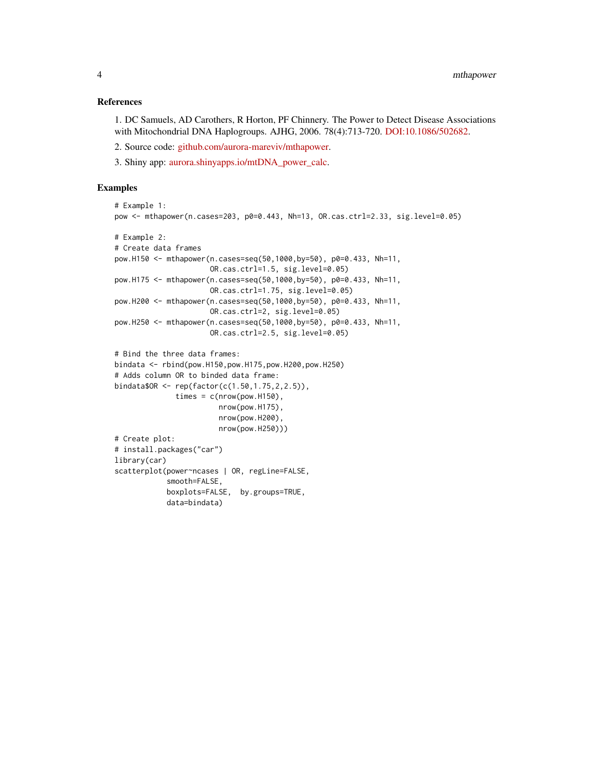### References

1. DC Samuels, AD Carothers, R Horton, PF Chinnery. The Power to Detect Disease Associations with Mitochondrial DNA Haplogroups. AJHG, 2006. 78(4):713-720. DOI:10.1086/502682.

2. Source code: github.com/aurora-mareviv/mthapower.

3. Shiny app: aurora.shinyapps.io/mtDNA_power_calc.

### Examples

```
# Example 1:
pow <- mthapower(n.cases=203, p0=0.443, Nh=13, OR.cas.ctrl=2.33, sig.level=0.05)

# Example 2:
# Create data frames
pow.H150 <- mthapower(n.cases=seq(50,1000,by=50), p0=0.433, Nh=11,
                      OR.cas.ctrl=1.5, sig.level=0.05)
pow.H175 <- mthapower(n.cases=seq(50,1000,by=50), p0=0.433, Nh=11,
                      OR.cas.ctrl=1.75, sig.level=0.05)
pow.H200 <- mthapower(n.cases=seq(50,1000,by=50), p0=0.433, Nh=11,
                      OR.cas.ctrl=2, sig.level=0.05)
pow.H250 <- mthapower(n.cases=seq(50,1000,by=50), p0=0.433, Nh=11,
                      OR.cas.ctrl=2.5, sig.level=0.05)

# Bind the three data frames:
bindata <- rbind(pow.H150,pow.H175,pow.H200,pow.H250)
# Adds column OR to binded data frame:
bindata$OR <- rep(factor(c(1.50,1.75,2,2.5)),
              times = c(nrow(pow.H150),
                        nrow(pow.H175),
                        nrow(pow.H200),
                        nrow(pow.H250)))
# Create plot:
# install.packages("car")
library(car)
scatterplot(power~ncases | OR, regLine=FALSE,
            smooth=FALSE,
            boxplots=FALSE,  by.groups=TRUE,
            data=bindata)
```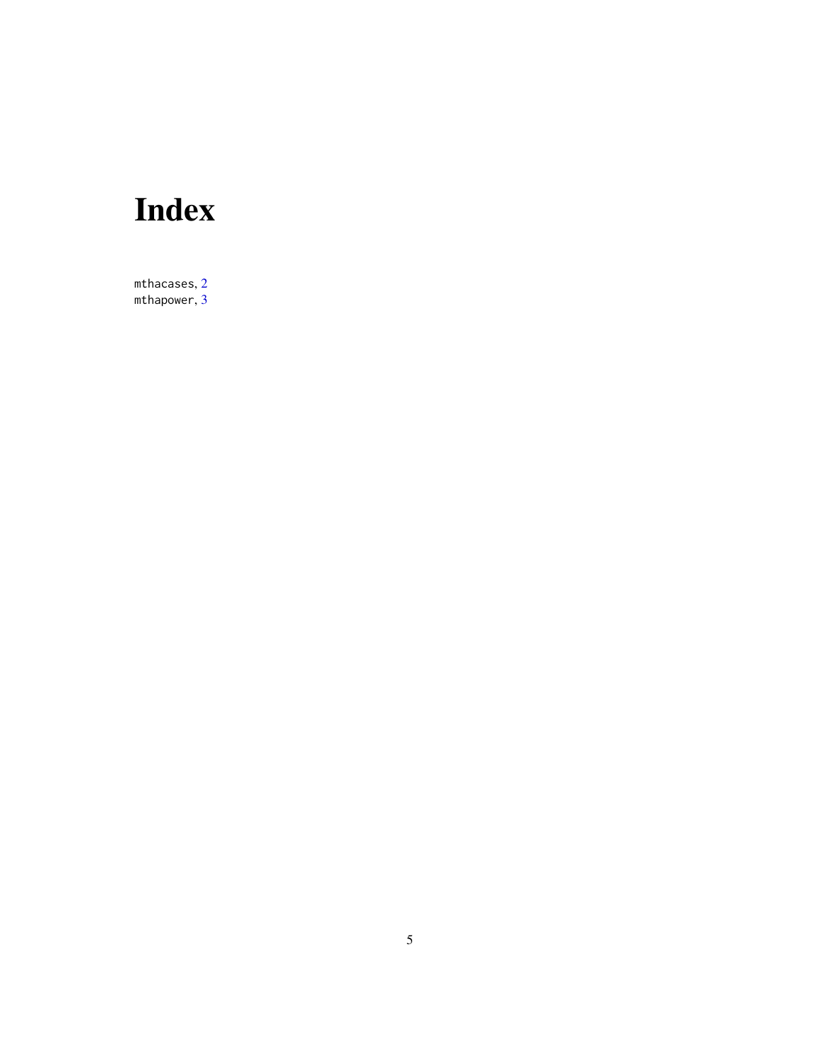# Index

mthacases, 2
mthapower, 3